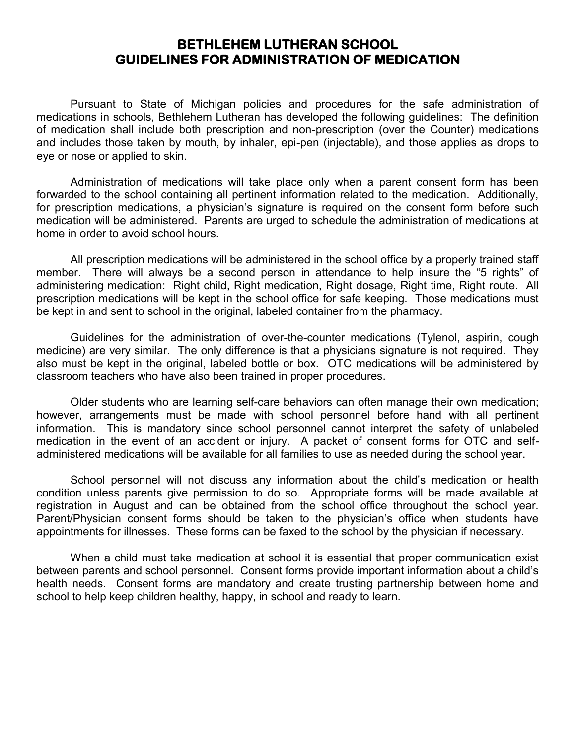# BETHLEHEM LUTHERAN SCHOOL
# GUIDELINES FOR ADMINISTRATION OF MEDICATION

Pursuant to State of Michigan policies and procedures for the safe administration of medications in schools, Bethlehem Lutheran has developed the following guidelines: The definition of medication shall include both prescription and non-prescription (over the Counter) medications and includes those taken by mouth, by inhaler, epi-pen (injectable), and those applies as drops to eye or nose or applied to skin.

Administration of medications will take place only when a parent consent form has been forwarded to the school containing all pertinent information related to the medication. Additionally, for prescription medications, a physician's signature is required on the consent form before such medication will be administered. Parents are urged to schedule the administration of medications at home in order to avoid school hours.

All prescription medications will be administered in the school office by a properly trained staff member. There will always be a second person in attendance to help insure the "5 rights" of administering medication: Right child, Right medication, Right dosage, Right time, Right route. All prescription medications will be kept in the school office for safe keeping. Those medications must be kept in and sent to school in the original, labeled container from the pharmacy.

Guidelines for the administration of over-the-counter medications (Tylenol, aspirin, cough medicine) are very similar. The only difference is that a physicians signature is not required. They also must be kept in the original, labeled bottle or box. OTC medications will be administered by classroom teachers who have also been trained in proper procedures.

Older students who are learning self-care behaviors can often manage their own medication; however, arrangements must be made with school personnel before hand with all pertinent information. This is mandatory since school personnel cannot interpret the safety of unlabeled medication in the event of an accident or injury. A packet of consent forms for OTC and self-administered medications will be available for all families to use as needed during the school year.

School personnel will not discuss any information about the child's medication or health condition unless parents give permission to do so. Appropriate forms will be made available at registration in August and can be obtained from the school office throughout the school year. Parent/Physician consent forms should be taken to the physician's office when students have appointments for illnesses. These forms can be faxed to the school by the physician if necessary.

When a child must take medication at school it is essential that proper communication exist between parents and school personnel. Consent forms provide important information about a child's health needs. Consent forms are mandatory and create trusting partnership between home and school to help keep children healthy, happy, in school and ready to learn.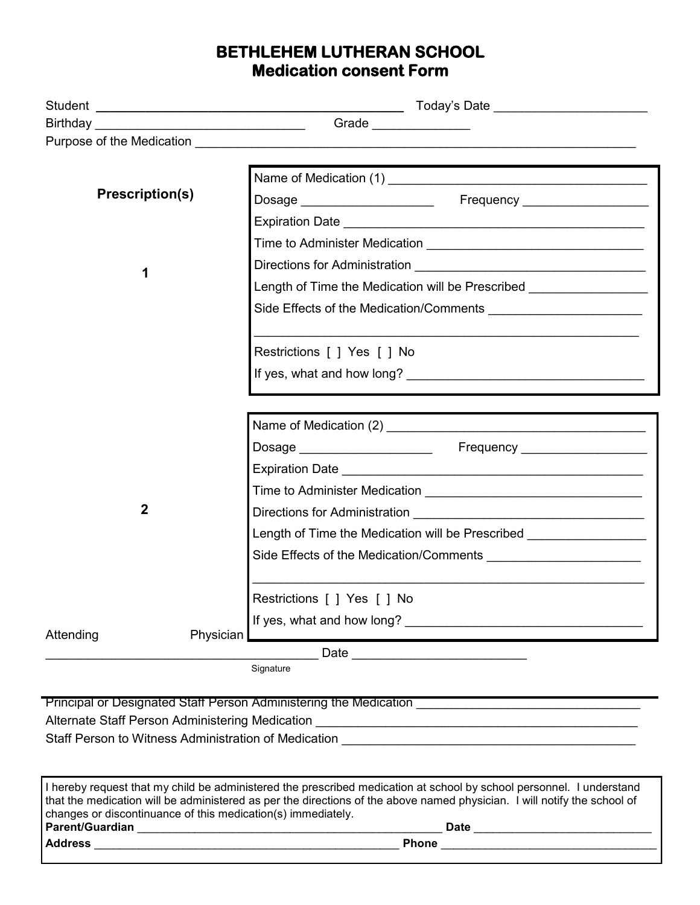# BETHLEHEM LUTHERAN SCHOOL
## Medication consent Form

Student ____________________________________________ Today's Date ______________________

Birthday ______________________________ Grade ______________

Purpose of the Medication ____________________________________________________________

**Prescription(s)**

**1**

Name of Medication (1) ____________________________________

Dosage ___________________ Frequency __________________

Expiration Date ___________________________________________

Time to Administer Medication ______________________________

Directions for Administration ________________________________

Length of Time the Medication will be Prescribed ________________

Side Effects of the Medication/Comments _____________________

_______________________________________________________

Restrictions [ ] Yes [ ] No

If yes, what and how long? _________________________________

**2**

Name of Medication (2) ____________________________________

Dosage ___________________ Frequency __________________

Expiration Date ___________________________________________

Time to Administer Medication ______________________________

Directions for Administration ________________________________

Length of Time the Medication will be Prescribed ________________

Side Effects of the Medication/Comments _____________________

_______________________________________________________

Restrictions [ ] Yes [ ] No

If yes, what and how long? _________________________________

Attending Physician

_______________________________________ Date ________________________

Signature

Principal or Designated Staff Person Administering the Medication ________________________________

Alternate Staff Person Administering Medication _______________________________________________

Staff Person to Witness Administration of Medication ___________________________________________

I hereby request that my child be administered the prescribed medication at school by school personnel. I understand that the medication will be administered as per the directions of the above named physician. I will notify the school of changes or discontinuance of this medication(s) immediately.

**Parent/Guardian** ________________________________________________ **Date** ___________________________

**Address** ________________________________________________ **Phone** _________________________________